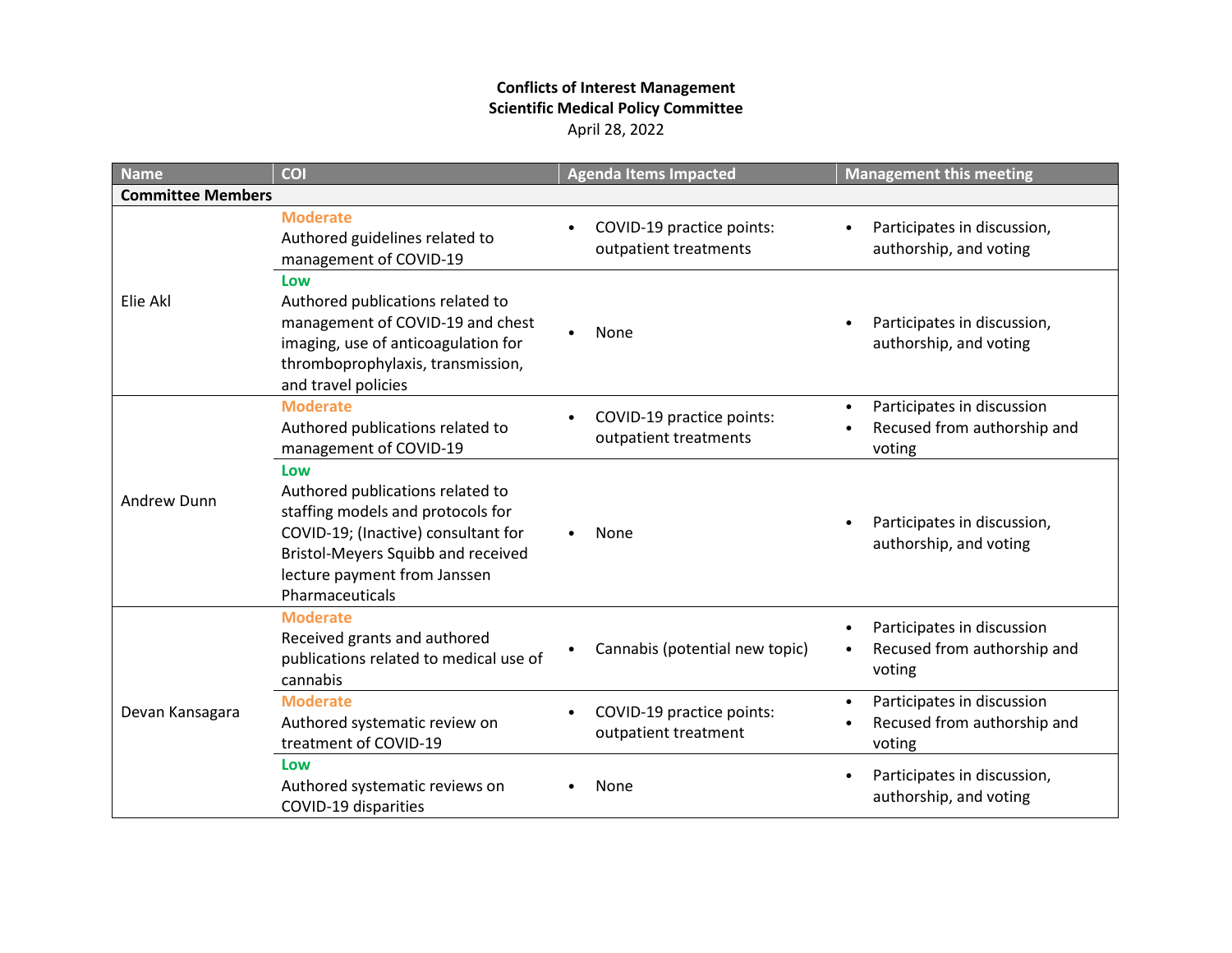**Conflicts of Interest Management**
**Scientific Medical Policy Committee**
April 28, 2022

| Name | COI | Agenda Items Impacted | Management this meeting |
|---|---|---|---|
| **Committee Members** | | | |
| Elie Akl | **Moderate**<br>Authored guidelines related to management of COVID-19 | • COVID-19 practice points: outpatient treatments | • Participates in discussion, authorship, and voting |
| | **Low**<br>Authored publications related to management of COVID-19 and chest imaging, use of anticoagulation for thromboprophylaxis, transmission, and travel policies | • None | • Participates in discussion, authorship, and voting |
| Andrew Dunn | **Moderate**<br>Authored publications related to management of COVID-19 | • COVID-19 practice points: outpatient treatments | • Participates in discussion<br>• Recused from authorship and voting |
| | **Low**<br>Authored publications related to staffing models and protocols for COVID-19; (Inactive) consultant for Bristol-Meyers Squibb and received lecture payment from Janssen Pharmaceuticals | • None | • Participates in discussion, authorship, and voting |
| Devan Kansagara | **Moderate**<br>Received grants and authored publications related to medical use of cannabis | • Cannabis (potential new topic) | • Participates in discussion<br>• Recused from authorship and voting |
| | **Moderate**<br>Authored systematic review on treatment of COVID-19 | • COVID-19 practice points: outpatient treatment | • Participates in discussion<br>• Recused from authorship and voting |
| | **Low**<br>Authored systematic reviews on COVID-19 disparities | • None | • Participates in discussion, authorship, and voting |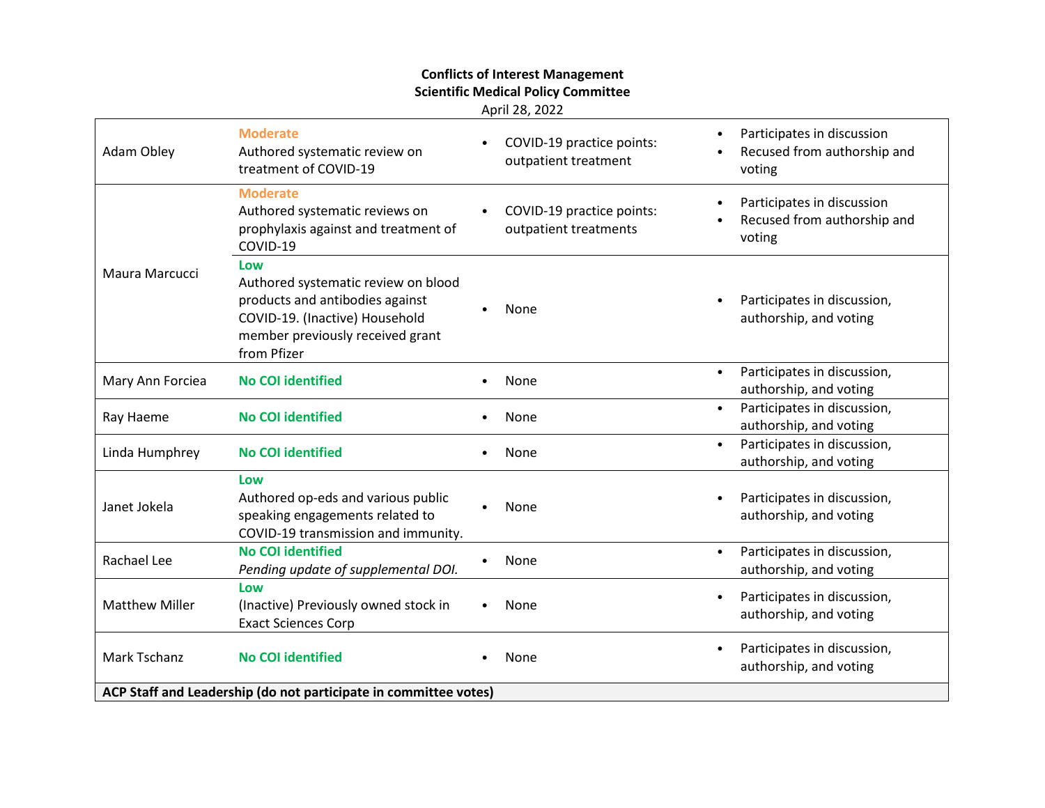**Conflicts of Interest Management**
**Scientific Medical Policy Committee**
April 28, 2022

| | | | |
|---|---|---|---|
| Adam Obley | **Moderate** Authored systematic review on treatment of COVID-19 | • COVID-19 practice points: outpatient treatment | • Participates in discussion<br>• Recused from authorship and voting |
| Maura Marcucci | **Moderate** Authored systematic reviews on prophylaxis against and treatment of COVID-19 | • COVID-19 practice points: outpatient treatments | • Participates in discussion<br>• Recused from authorship and voting |
| | **Low** Authored systematic review on blood products and antibodies against COVID-19. (Inactive) Household member previously received grant from Pfizer | • None | • Participates in discussion, authorship, and voting |
| Mary Ann Forciea | **No COI identified** | • None | • Participates in discussion, authorship, and voting |
| Ray Haeme | **No COI identified** | • None | • Participates in discussion, authorship, and voting |
| Linda Humphrey | **No COI identified** | • None | • Participates in discussion, authorship, and voting |
| Janet Jokela | **Low** Authored op-eds and various public speaking engagements related to COVID-19 transmission and immunity. | • None | • Participates in discussion, authorship, and voting |
| Rachael Lee | **No COI identified** *Pending update of supplemental DOI.* | • None | • Participates in discussion, authorship, and voting |
| Matthew Miller | **Low** (Inactive) Previously owned stock in Exact Sciences Corp | • None | • Participates in discussion, authorship, and voting |
| Mark Tschanz | **No COI identified** | • None | • Participates in discussion, authorship, and voting |
| **ACP Staff and Leadership (do not participate in committee votes)** | | | |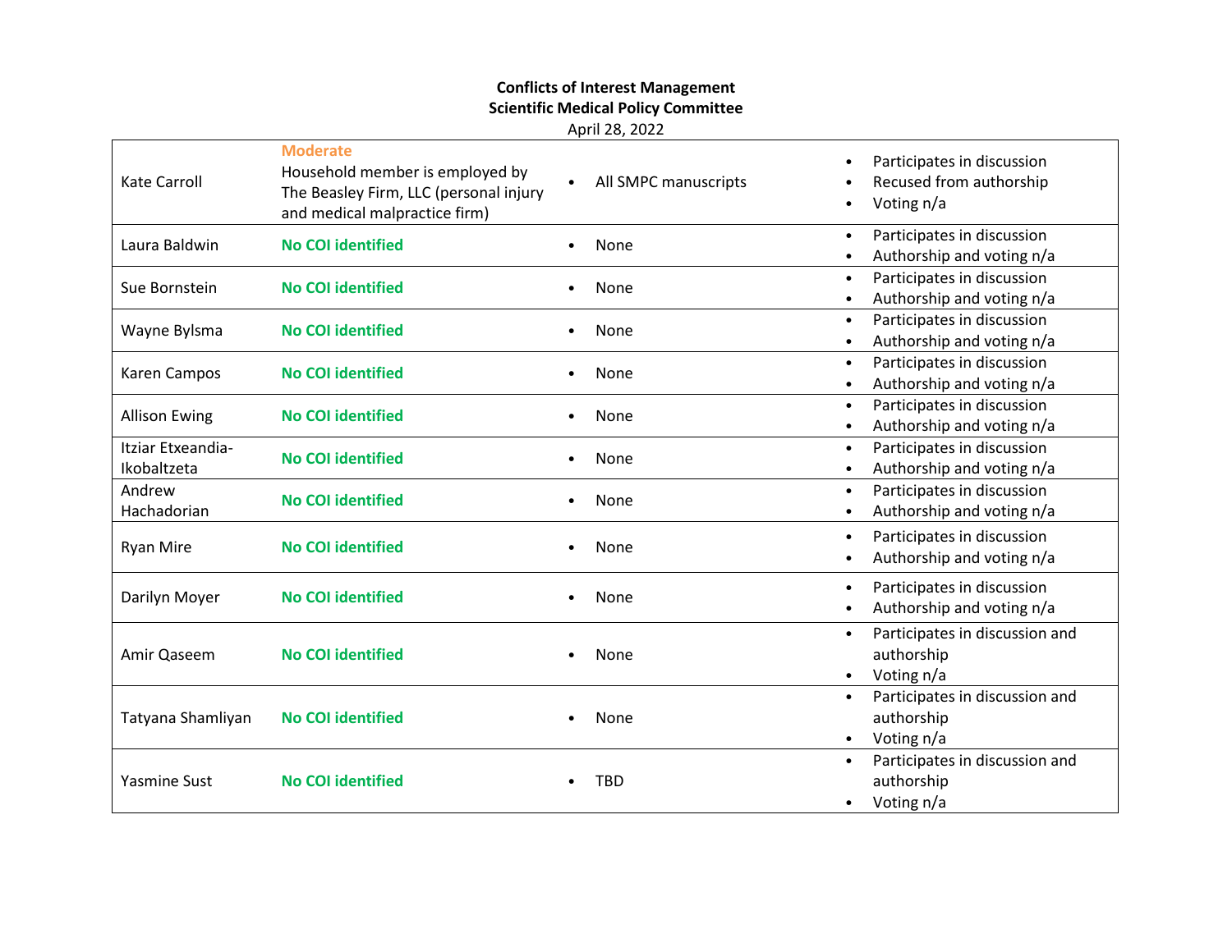**Conflicts of Interest Management**
**Scientific Medical Policy Committee**
April 28, 2022

| | | | |
|---|---|---|---|
| Kate Carroll | **Moderate** Household member is employed by The Beasley Firm, LLC (personal injury and medical malpractice firm) | • All SMPC manuscripts | • Participates in discussion<br>• Recused from authorship<br>• Voting n/a |
| Laura Baldwin | **No COI identified** | • None | • Participates in discussion<br>• Authorship and voting n/a |
| Sue Bornstein | **No COI identified** | • None | • Participates in discussion<br>• Authorship and voting n/a |
| Wayne Bylsma | **No COI identified** | • None | • Participates in discussion<br>• Authorship and voting n/a |
| Karen Campos | **No COI identified** | • None | • Participates in discussion<br>• Authorship and voting n/a |
| Allison Ewing | **No COI identified** | • None | • Participates in discussion<br>• Authorship and voting n/a |
| Itziar Etxeandia-Ikobaltzeta | **No COI identified** | • None | • Participates in discussion<br>• Authorship and voting n/a |
| Andrew Hachadorian | **No COI identified** | • None | • Participates in discussion<br>• Authorship and voting n/a |
| Ryan Mire | **No COI identified** | • None | • Participates in discussion<br>• Authorship and voting n/a |
| Darilyn Moyer | **No COI identified** | • None | • Participates in discussion<br>• Authorship and voting n/a |
| Amir Qaseem | **No COI identified** | • None | • Participates in discussion and authorship<br>• Voting n/a |
| Tatyana Shamliyan | **No COI identified** | • None | • Participates in discussion and authorship<br>• Voting n/a |
| Yasmine Sust | **No COI identified** | • TBD | • Participates in discussion and authorship<br>• Voting n/a |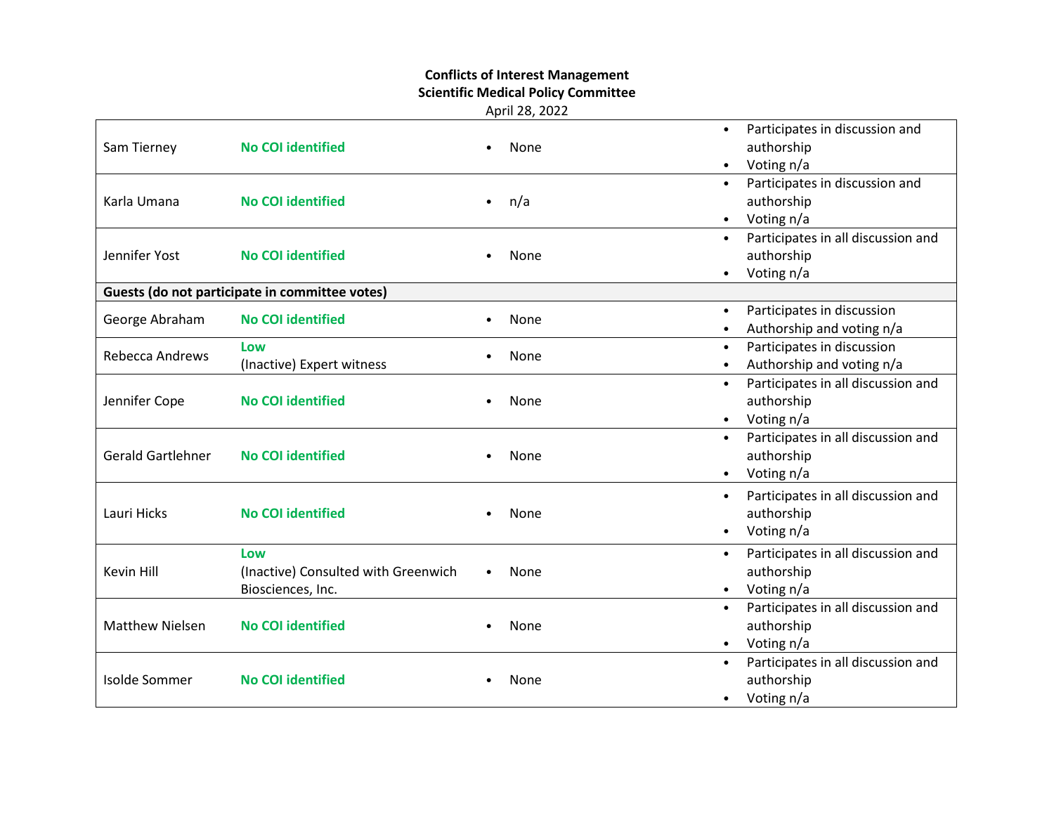**Conflicts of Interest Management**
**Scientific Medical Policy Committee**
April 28, 2022

| | | | |
|---|---|---|---|
| Sam Tierney | **No COI identified** | • None | • Participates in discussion and authorship<br>• Voting n/a |
| Karla Umana | **No COI identified** | • n/a | • Participates in discussion and authorship<br>• Voting n/a |
| Jennifer Yost | **No COI identified** | • None | • Participates in all discussion and authorship<br>• Voting n/a |
| **Guests (do not participate in committee votes)** | | | |
| George Abraham | **No COI identified** | • None | • Participates in discussion<br>• Authorship and voting n/a |
| Rebecca Andrews | **Low**<br>(Inactive) Expert witness | • None | • Participates in discussion<br>• Authorship and voting n/a |
| Jennifer Cope | **No COI identified** | • None | • Participates in all discussion and authorship<br>• Voting n/a |
| Gerald Gartlehner | **No COI identified** | • None | • Participates in all discussion and authorship<br>• Voting n/a |
| Lauri Hicks | **No COI identified** | • None | • Participates in all discussion and authorship<br>• Voting n/a |
| Kevin Hill | **Low**<br>(Inactive) Consulted with Greenwich Biosciences, Inc. | • None | • Participates in all discussion and authorship<br>• Voting n/a |
| Matthew Nielsen | **No COI identified** | • None | • Participates in all discussion and authorship<br>• Voting n/a |
| Isolde Sommer | **No COI identified** | • None | • Participates in all discussion and authorship<br>• Voting n/a |